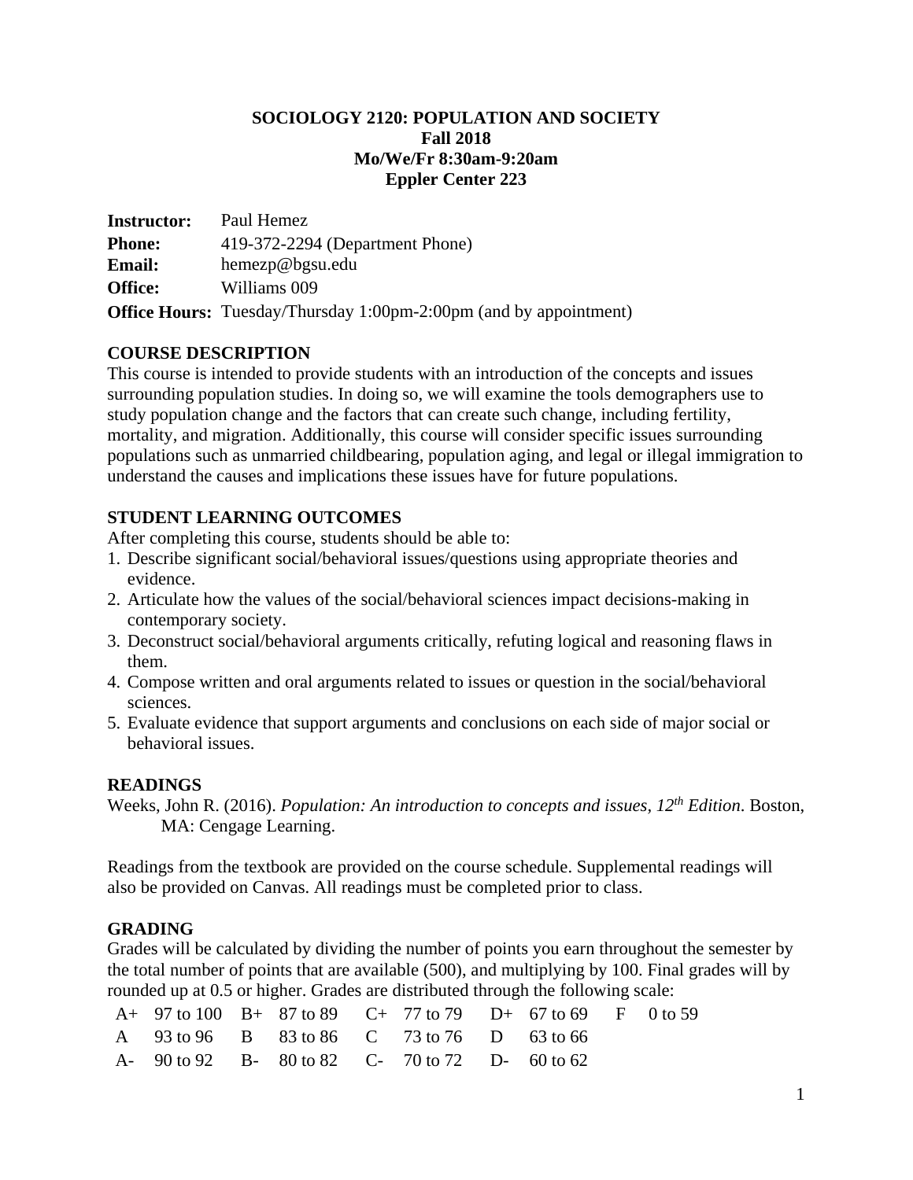# SOCIOLOGY 2120: POPULATION AND SOCIETY

**Fall 2018**
**Mo/We/Fr 8:30am-9:20am**
**Eppler Center 223**

**Instructor:** Paul Hemez
**Phone:** 419-372-2294 (Department Phone)
**Email:** hemezp@bgsu.edu
**Office:** Williams 009
**Office Hours:** Tuesday/Thursday 1:00pm-2:00pm (and by appointment)

## COURSE DESCRIPTION

This course is intended to provide students with an introduction of the concepts and issues surrounding population studies. In doing so, we will examine the tools demographers use to study population change and the factors that can create such change, including fertility, mortality, and migration. Additionally, this course will consider specific issues surrounding populations such as unmarried childbearing, population aging, and legal or illegal immigration to understand the causes and implications these issues have for future populations.

## STUDENT LEARNING OUTCOMES

After completing this course, students should be able to:

1. Describe significant social/behavioral issues/questions using appropriate theories and evidence.
2. Articulate how the values of the social/behavioral sciences impact decisions-making in contemporary society.
3. Deconstruct social/behavioral arguments critically, refuting logical and reasoning flaws in them.
4. Compose written and oral arguments related to issues or question in the social/behavioral sciences.
5. Evaluate evidence that support arguments and conclusions on each side of major social or behavioral issues.

## READINGS

Weeks, John R. (2016). *Population: An introduction to concepts and issues, 12th Edition*. Boston, MA: Cengage Learning.

Readings from the textbook are provided on the course schedule. Supplemental readings will also be provided on Canvas. All readings must be completed prior to class.

## GRADING

Grades will be calculated by dividing the number of points you earn throughout the semester by the total number of points that are available (500), and multiplying by 100. Final grades will by rounded up at 0.5 or higher. Grades are distributed through the following scale:

| | | | | | | | | | |
|---|---|---|---|---|---|---|---|---|---|
| A+ | 97 to 100 | B+ | 87 to 89 | C+ | 77 to 79 | D+ | 67 to 69 | F | 0 to 59 |
| A | 93 to 96 | B | 83 to 86 | C | 73 to 76 | D | 63 to 66 | | |
| A- | 90 to 92 | B- | 80 to 82 | C- | 70 to 72 | D- | 60 to 62 | | |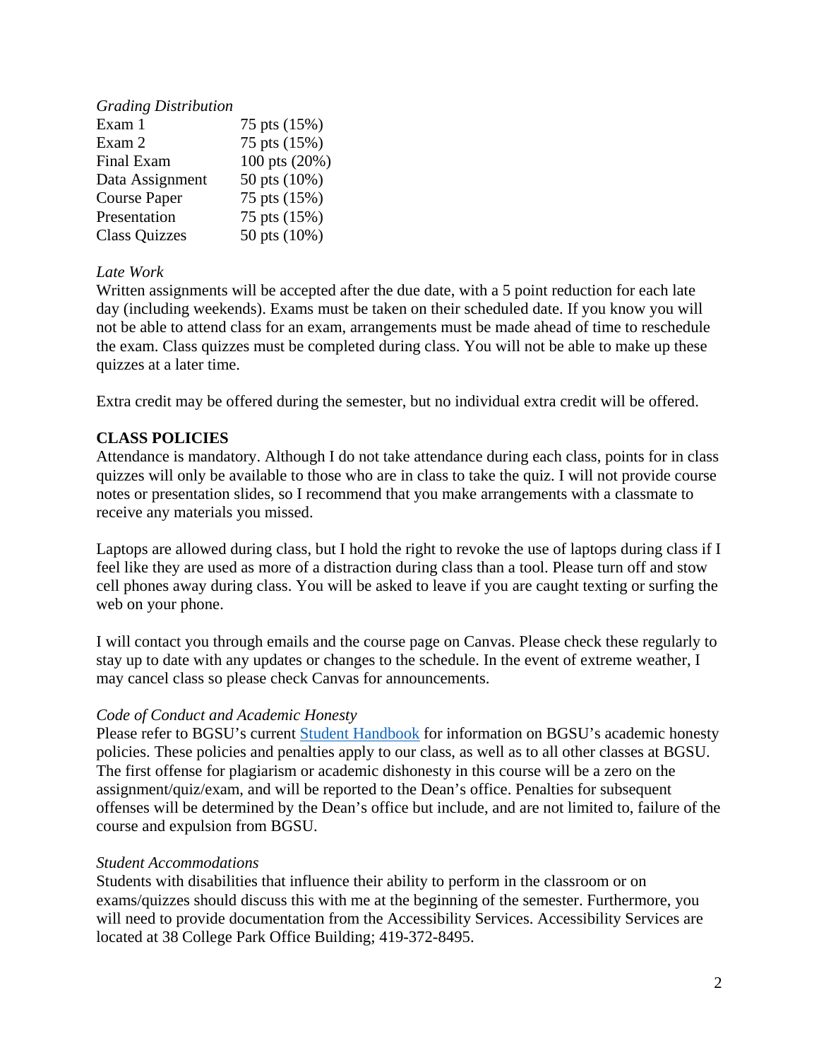*Grading Distribution*

| | |
|---|---|
| Exam 1 | 75 pts (15%) |
| Exam 2 | 75 pts (15%) |
| Final Exam | 100 pts (20%) |
| Data Assignment | 50 pts (10%) |
| Course Paper | 75 pts (15%) |
| Presentation | 75 pts (15%) |
| Class Quizzes | 50 pts (10%) |

*Late Work*

Written assignments will be accepted after the due date, with a 5 point reduction for each late day (including weekends). Exams must be taken on their scheduled date. If you know you will not be able to attend class for an exam, arrangements must be made ahead of time to reschedule the exam. Class quizzes must be completed during class. You will not be able to make up these quizzes at a later time.

Extra credit may be offered during the semester, but no individual extra credit will be offered.

**CLASS POLICIES**

Attendance is mandatory. Although I do not take attendance during each class, points for in class quizzes will only be available to those who are in class to take the quiz. I will not provide course notes or presentation slides, so I recommend that you make arrangements with a classmate to receive any materials you missed.

Laptops are allowed during class, but I hold the right to revoke the use of laptops during class if I feel like they are used as more of a distraction during class than a tool. Please turn off and stow cell phones away during class. You will be asked to leave if you are caught texting or surfing the web on your phone.

I will contact you through emails and the course page on Canvas. Please check these regularly to stay up to date with any updates or changes to the schedule. In the event of extreme weather, I may cancel class so please check Canvas for announcements.

*Code of Conduct and Academic Honesty*

Please refer to BGSU's current Student Handbook for information on BGSU's academic honesty policies. These policies and penalties apply to our class, as well as to all other classes at BGSU. The first offense for plagiarism or academic dishonesty in this course will be a zero on the assignment/quiz/exam, and will be reported to the Dean's office. Penalties for subsequent offenses will be determined by the Dean's office but include, and are not limited to, failure of the course and expulsion from BGSU.

*Student Accommodations*

Students with disabilities that influence their ability to perform in the classroom or on exams/quizzes should discuss this with me at the beginning of the semester. Furthermore, you will need to provide documentation from the Accessibility Services. Accessibility Services are located at 38 College Park Office Building; 419-372-8495.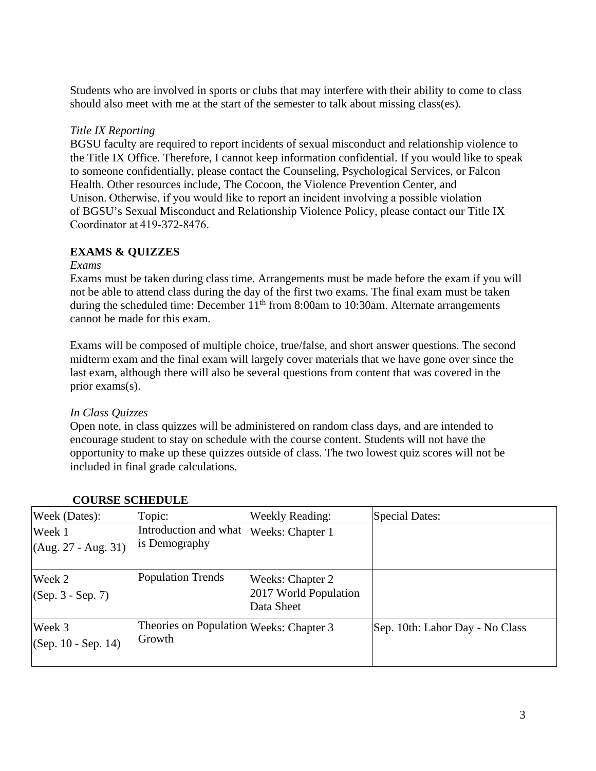Students who are involved in sports or clubs that may interfere with their ability to come to class should also meet with me at the start of the semester to talk about missing class(es).

*Title IX Reporting*

BGSU faculty are required to report incidents of sexual misconduct and relationship violence to the Title IX Office. Therefore, I cannot keep information confidential. If you would like to speak to someone confidentially, please contact the Counseling, Psychological Services, or Falcon Health. Other resources include, The Cocoon, the Violence Prevention Center, and Unison. Otherwise, if you would like to report an incident involving a possible violation of BGSU's Sexual Misconduct and Relationship Violence Policy, please contact our Title IX Coordinator at 419-372-8476.

## EXAMS & QUIZZES

*Exams*

Exams must be taken during class time. Arrangements must be made before the exam if you will not be able to attend class during the day of the first two exams. The final exam must be taken during the scheduled time: December 11th from 8:00am to 10:30am. Alternate arrangements cannot be made for this exam.

Exams will be composed of multiple choice, true/false, and short answer questions. The second midterm exam and the final exam will largely cover materials that we have gone over since the last exam, although there will also be several questions from content that was covered in the prior exams(s).

*In Class Quizzes*

Open note, in class quizzes will be administered on random class days, and are intended to encourage student to stay on schedule with the course content. Students will not have the opportunity to make up these quizzes outside of class. The two lowest quiz scores will not be included in final grade calculations.

## COURSE SCHEDULE

| Week (Dates): | Topic: | Weekly Reading: | Special Dates: |
|---|---|---|---|
| Week 1 (Aug. 27 - Aug. 31) | Introduction and what is Demography | Weeks: Chapter 1 | |
| Week 2 (Sep. 3 - Sep. 7) | Population Trends | Weeks: Chapter 2 2017 World Population Data Sheet | |
| Week 3 (Sep. 10 - Sep. 14) | Theories on Population Growth | Weeks: Chapter 3 | Sep. 10th: Labor Day - No Class |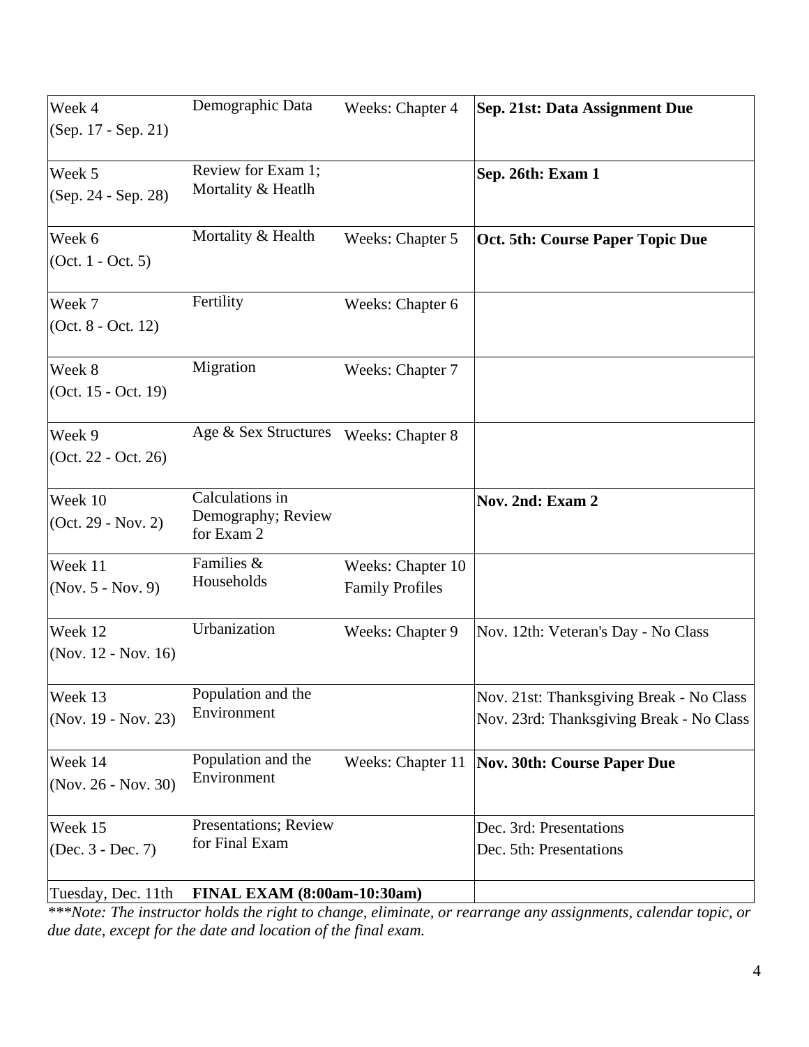| | | | |
|---|---|---|---|
| Week 4 (Sep. 17 - Sep. 21) | Demographic Data | Weeks: Chapter 4 | **Sep. 21st: Data Assignment Due** |
| Week 5 (Sep. 24 - Sep. 28) | Review for Exam 1; Mortality & Heatlh | | **Sep. 26th: Exam 1** |
| Week 6 (Oct. 1 - Oct. 5) | Mortality & Health | Weeks: Chapter 5 | **Oct. 5th: Course Paper Topic Due** |
| Week 7 (Oct. 8 - Oct. 12) | Fertility | Weeks: Chapter 6 | |
| Week 8 (Oct. 15 - Oct. 19) | Migration | Weeks: Chapter 7 | |
| Week 9 (Oct. 22 - Oct. 26) | Age & Sex Structures | Weeks: Chapter 8 | |
| Week 10 (Oct. 29 - Nov. 2) | Calculations in Demography; Review for Exam 2 | | **Nov. 2nd: Exam 2** |
| Week 11 (Nov. 5 - Nov. 9) | Families & Households | Weeks: Chapter 10 Family Profiles | |
| Week 12 (Nov. 12 - Nov. 16) | Urbanization | Weeks: Chapter 9 | Nov. 12th: Veteran's Day - No Class |
| Week 13 (Nov. 19 - Nov. 23) | Population and the Environment | | Nov. 21st: Thanksgiving Break - No Class<br>Nov. 23rd: Thanksgiving Break - No Class |
| Week 14 (Nov. 26 - Nov. 30) | Population and the Environment | Weeks: Chapter 11 | **Nov. 30th: Course Paper Due** |
| Week 15 (Dec. 3 - Dec. 7) | Presentations; Review for Final Exam | | Dec. 3rd: Presentations<br>Dec. 5th: Presentations |
| Tuesday, Dec. 11th | **FINAL EXAM (8:00am-10:30am)** | | |

****Note: The instructor holds the right to change, eliminate, or rearrange any assignments, calendar topic, or due date, except for the date and location of the final exam.*